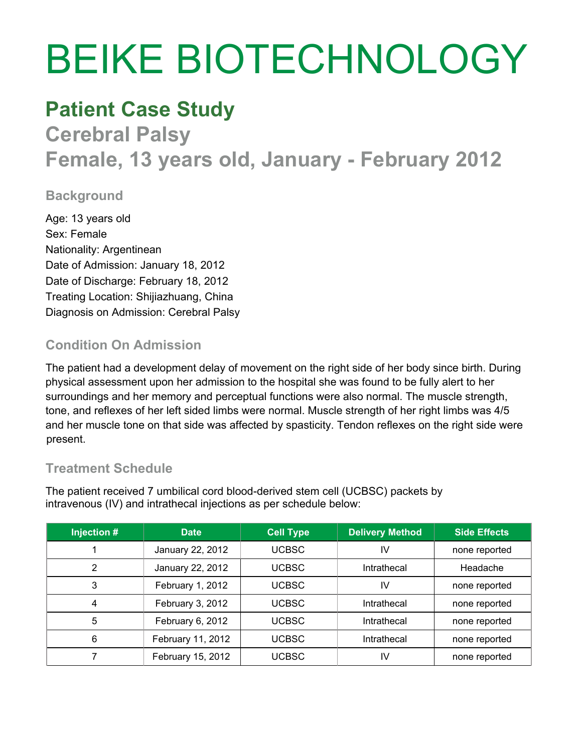# BEIKE BIOTECHNOLOGY

## Patient Case Study

## Cerebral Palsy

## Female, 13 years old, January - February 2012

### Background

Age: 13 years old
Sex: Female
Nationality: Argentinean
Date of Admission: January 18, 2012
Date of Discharge: February 18, 2012
Treating Location: Shijiazhuang, China
Diagnosis on Admission: Cerebral Palsy

### Condition On Admission

The patient had a development delay of movement on the right side of her body since birth. During physical assessment upon her admission to the hospital she was found to be fully alert to her surroundings and her memory and perceptual functions were also normal. The muscle strength, tone, and reflexes of her left sided limbs were normal. Muscle strength of her right limbs was 4/5 and her muscle tone on that side was affected by spasticity. Tendon reflexes on the right side were present.

### Treatment Schedule

The patient received 7 umbilical cord blood-derived stem cell (UCBSC) packets by intravenous (IV) and intrathecal injections as per schedule below:

| Injection # | Date | Cell Type | Delivery Method | Side Effects |
|---|---|---|---|---|
| 1 | January 22, 2012 | UCBSC | IV | none reported |
| 2 | January 22, 2012 | UCBSC | Intrathecal | Headache |
| 3 | February 1, 2012 | UCBSC | IV | none reported |
| 4 | February 3, 2012 | UCBSC | Intrathecal | none reported |
| 5 | February 6, 2012 | UCBSC | Intrathecal | none reported |
| 6 | February 11, 2012 | UCBSC | Intrathecal | none reported |
| 7 | February 15, 2012 | UCBSC | IV | none reported |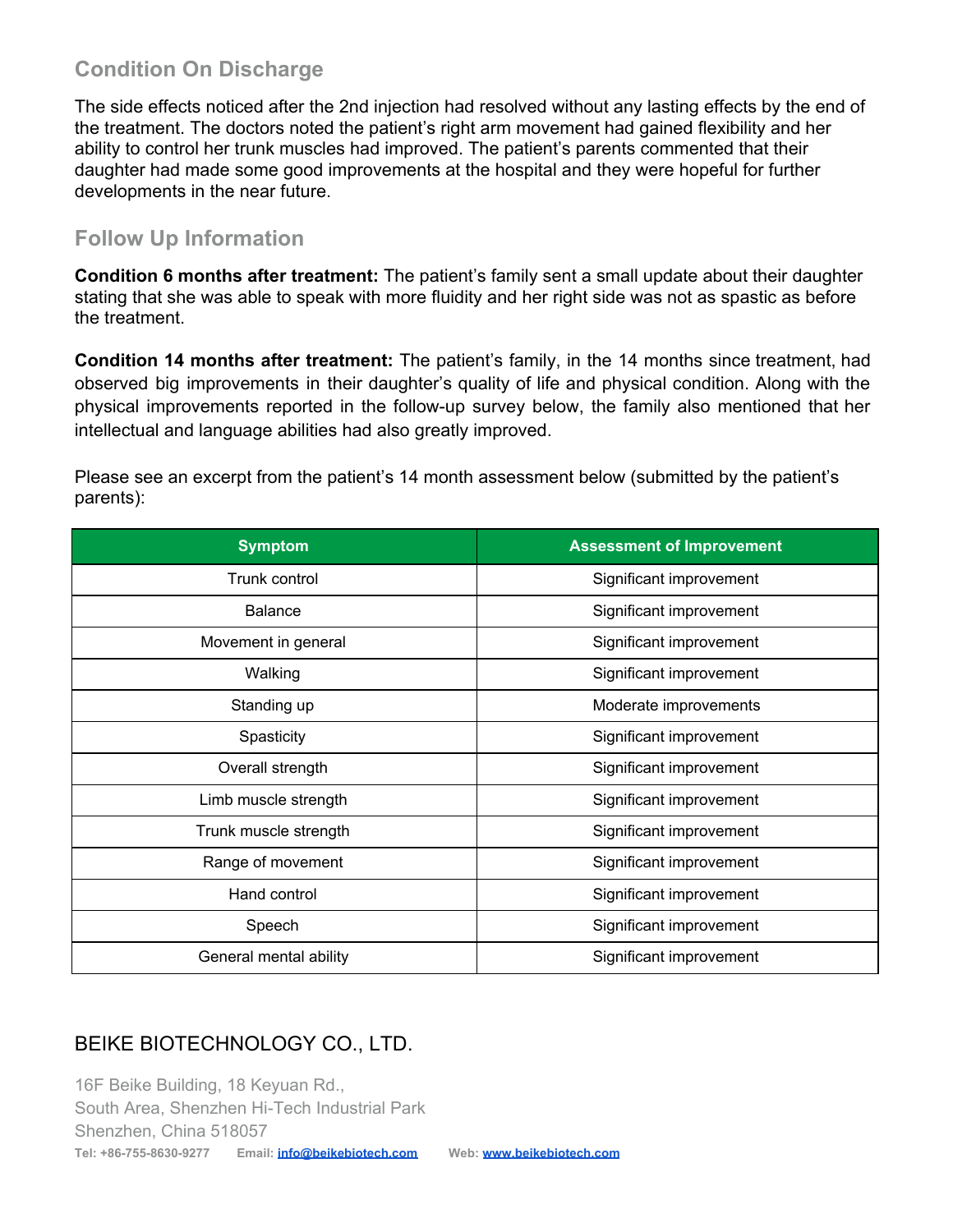## Condition On Discharge

The side effects noticed after the 2nd injection had resolved without any lasting effects by the end of the treatment. The doctors noted the patient's right arm movement had gained flexibility and her ability to control her trunk muscles had improved. The patient's parents commented that their daughter had made some good improvements at the hospital and they were hopeful for further developments in the near future.

## Follow Up Information

**Condition 6 months after treatment:** The patient's family sent a small update about their daughter stating that she was able to speak with more fluidity and her right side was not as spastic as before the treatment.

**Condition 14 months after treatment:** The patient's family, in the 14 months since treatment, had observed big improvements in their daughter's quality of life and physical condition. Along with the physical improvements reported in the follow-up survey below, the family also mentioned that her intellectual and language abilities had also greatly improved.

Please see an excerpt from the patient's 14 month assessment below (submitted by the patient's parents):

| Symptom | Assessment of Improvement |
|---|---|
| Trunk control | Significant improvement |
| Balance | Significant improvement |
| Movement in general | Significant improvement |
| Walking | Significant improvement |
| Standing up | Moderate improvements |
| Spasticity | Significant improvement |
| Overall strength | Significant improvement |
| Limb muscle strength | Significant improvement |
| Trunk muscle strength | Significant improvement |
| Range of movement | Significant improvement |
| Hand control | Significant improvement |
| Speech | Significant improvement |
| General mental ability | Significant improvement |

BEIKE BIOTECHNOLOGY CO., LTD.

16F Beike Building, 18 Keyuan Rd.,
South Area, Shenzhen Hi-Tech Industrial Park
Shenzhen, China 518057
**Tel:** +86-755-8630-9277 **Email:** info@beikebiotech.com **Web:** www.beikebiotech.com